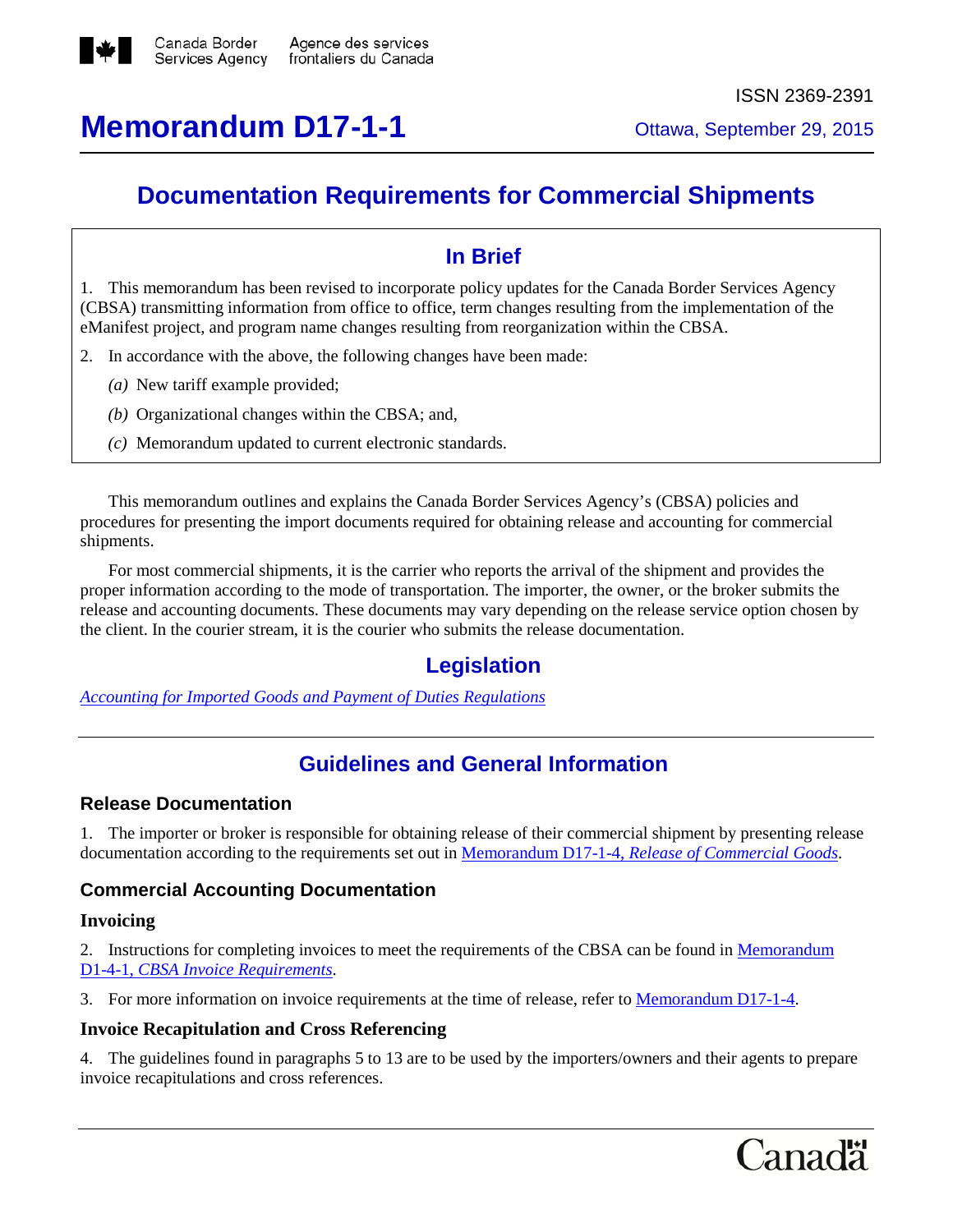Canada Border Services Agency | Agence des services frontaliers du Canada

ISSN 2369-2391

# Memorandum D17-1-1

Ottawa, September 29, 2015

## Documentation Requirements for Commercial Shipments

### In Brief

1. This memorandum has been revised to incorporate policy updates for the Canada Border Services Agency (CBSA) transmitting information from office to office, term changes resulting from the implementation of the eManifest project, and program name changes resulting from reorganization within the CBSA.

2. In accordance with the above, the following changes have been made:

   *(a)* New tariff example provided;

   *(b)* Organizational changes within the CBSA; and,

   *(c)* Memorandum updated to current electronic standards.

This memorandum outlines and explains the Canada Border Services Agency's (CBSA) policies and procedures for presenting the import documents required for obtaining release and accounting for commercial shipments.

For most commercial shipments, it is the carrier who reports the arrival of the shipment and provides the proper information according to the mode of transportation. The importer, the owner, or the broker submits the release and accounting documents. These documents may vary depending on the release service option chosen by the client. In the courier stream, it is the courier who submits the release documentation.

## Legislation

*Accounting for Imported Goods and Payment of Duties Regulations*

## Guidelines and General Information

### Release Documentation

1. The importer or broker is responsible for obtaining release of their commercial shipment by presenting release documentation according to the requirements set out in Memorandum D17-1-4, *Release of Commercial Goods*.

### Commercial Accounting Documentation

#### Invoicing

2. Instructions for completing invoices to meet the requirements of the CBSA can be found in Memorandum D1-4-1, *CBSA Invoice Requirements*.

3. For more information on invoice requirements at the time of release, refer to Memorandum D17-1-4.

#### Invoice Recapitulation and Cross Referencing

4. The guidelines found in paragraphs 5 to 13 are to be used by the importers/owners and their agents to prepare invoice recapitulations and cross references.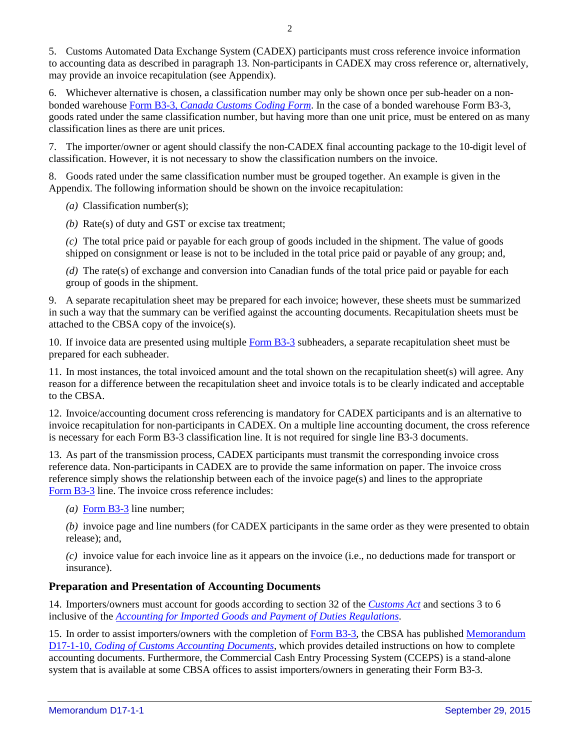5. Customs Automated Data Exchange System (CADEX) participants must cross reference invoice information to accounting data as described in paragraph 13. Non-participants in CADEX may cross reference or, alternatively, may provide an invoice recapitulation (see Appendix).

6. Whichever alternative is chosen, a classification number may only be shown once per sub-header on a non-bonded warehouse Form B3-3, *Canada Customs Coding Form*. In the case of a bonded warehouse Form B3-3, goods rated under the same classification number, but having more than one unit price, must be entered on as many classification lines as there are unit prices.

7. The importer/owner or agent should classify the non-CADEX final accounting package to the 10-digit level of classification. However, it is not necessary to show the classification numbers on the invoice.

8. Goods rated under the same classification number must be grouped together. An example is given in the Appendix. The following information should be shown on the invoice recapitulation:

*(a)* Classification number(s);

*(b)* Rate(s) of duty and GST or excise tax treatment;

*(c)* The total price paid or payable for each group of goods included in the shipment. The value of goods shipped on consignment or lease is not to be included in the total price paid or payable of any group; and,

*(d)* The rate(s) of exchange and conversion into Canadian funds of the total price paid or payable for each group of goods in the shipment.

9. A separate recapitulation sheet may be prepared for each invoice; however, these sheets must be summarized in such a way that the summary can be verified against the accounting documents. Recapitulation sheets must be attached to the CBSA copy of the invoice(s).

10. If invoice data are presented using multiple Form B3-3 subheaders, a separate recapitulation sheet must be prepared for each subheader.

11. In most instances, the total invoiced amount and the total shown on the recapitulation sheet(s) will agree. Any reason for a difference between the recapitulation sheet and invoice totals is to be clearly indicated and acceptable to the CBSA.

12. Invoice/accounting document cross referencing is mandatory for CADEX participants and is an alternative to invoice recapitulation for non-participants in CADEX. On a multiple line accounting document, the cross reference is necessary for each Form B3-3 classification line. It is not required for single line B3-3 documents.

13. As part of the transmission process, CADEX participants must transmit the corresponding invoice cross reference data. Non-participants in CADEX are to provide the same information on paper. The invoice cross reference simply shows the relationship between each of the invoice page(s) and lines to the appropriate Form B3-3 line. The invoice cross reference includes:

*(a)* Form B3-3 line number;

*(b)* invoice page and line numbers (for CADEX participants in the same order as they were presented to obtain release); and,

*(c)* invoice value for each invoice line as it appears on the invoice (i.e., no deductions made for transport or insurance).

## Preparation and Presentation of Accounting Documents

14. Importers/owners must account for goods according to section 32 of the *Customs Act* and sections 3 to 6 inclusive of the *Accounting for Imported Goods and Payment of Duties Regulations*.

15. In order to assist importers/owners with the completion of Form B3-3, the CBSA has published Memorandum D17-1-10, *Coding of Customs Accounting Documents*, which provides detailed instructions on how to complete accounting documents. Furthermore, the Commercial Cash Entry Processing System (CCEPS) is a stand-alone system that is available at some CBSA offices to assist importers/owners in generating their Form B3-3.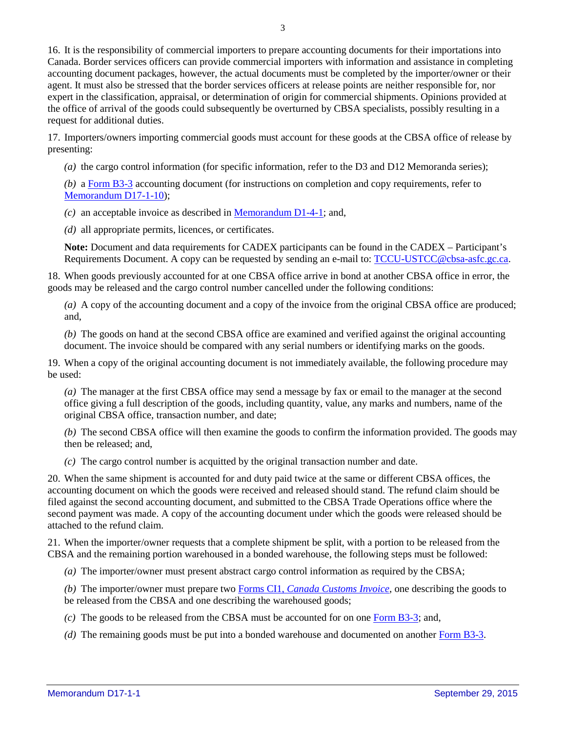16. It is the responsibility of commercial importers to prepare accounting documents for their importations into Canada. Border services officers can provide commercial importers with information and assistance in completing accounting document packages, however, the actual documents must be completed by the importer/owner or their agent. It must also be stressed that the border services officers at release points are neither responsible for, nor expert in the classification, appraisal, or determination of origin for commercial shipments. Opinions provided at the office of arrival of the goods could subsequently be overturned by CBSA specialists, possibly resulting in a request for additional duties.

17. Importers/owners importing commercial goods must account for these goods at the CBSA office of release by presenting:

*(a)* the cargo control information (for specific information, refer to the D3 and D12 Memoranda series);

*(b)* a Form B3-3 accounting document (for instructions on completion and copy requirements, refer to Memorandum D17-1-10);

*(c)* an acceptable invoice as described in Memorandum D1-4-1; and,

*(d)* all appropriate permits, licences, or certificates.

**Note:** Document and data requirements for CADEX participants can be found in the CADEX – Participant's Requirements Document. A copy can be requested by sending an e-mail to: TCCU-USTCC@cbsa-asfc.gc.ca.

18. When goods previously accounted for at one CBSA office arrive in bond at another CBSA office in error, the goods may be released and the cargo control number cancelled under the following conditions:

*(a)* A copy of the accounting document and a copy of the invoice from the original CBSA office are produced; and,

*(b)* The goods on hand at the second CBSA office are examined and verified against the original accounting document. The invoice should be compared with any serial numbers or identifying marks on the goods.

19. When a copy of the original accounting document is not immediately available, the following procedure may be used:

*(a)* The manager at the first CBSA office may send a message by fax or email to the manager at the second office giving a full description of the goods, including quantity, value, any marks and numbers, name of the original CBSA office, transaction number, and date;

*(b)* The second CBSA office will then examine the goods to confirm the information provided. The goods may then be released; and,

*(c)* The cargo control number is acquitted by the original transaction number and date.

20. When the same shipment is accounted for and duty paid twice at the same or different CBSA offices, the accounting document on which the goods were received and released should stand. The refund claim should be filed against the second accounting document, and submitted to the CBSA Trade Operations office where the second payment was made. A copy of the accounting document under which the goods were released should be attached to the refund claim.

21. When the importer/owner requests that a complete shipment be split, with a portion to be released from the CBSA and the remaining portion warehoused in a bonded warehouse, the following steps must be followed:

*(a)* The importer/owner must present abstract cargo control information as required by the CBSA;

*(b)* The importer/owner must prepare two Forms CI1, *Canada Customs Invoice*, one describing the goods to be released from the CBSA and one describing the warehoused goods;

*(c)* The goods to be released from the CBSA must be accounted for on one Form B3-3; and,

*(d)* The remaining goods must be put into a bonded warehouse and documented on another Form B3-3.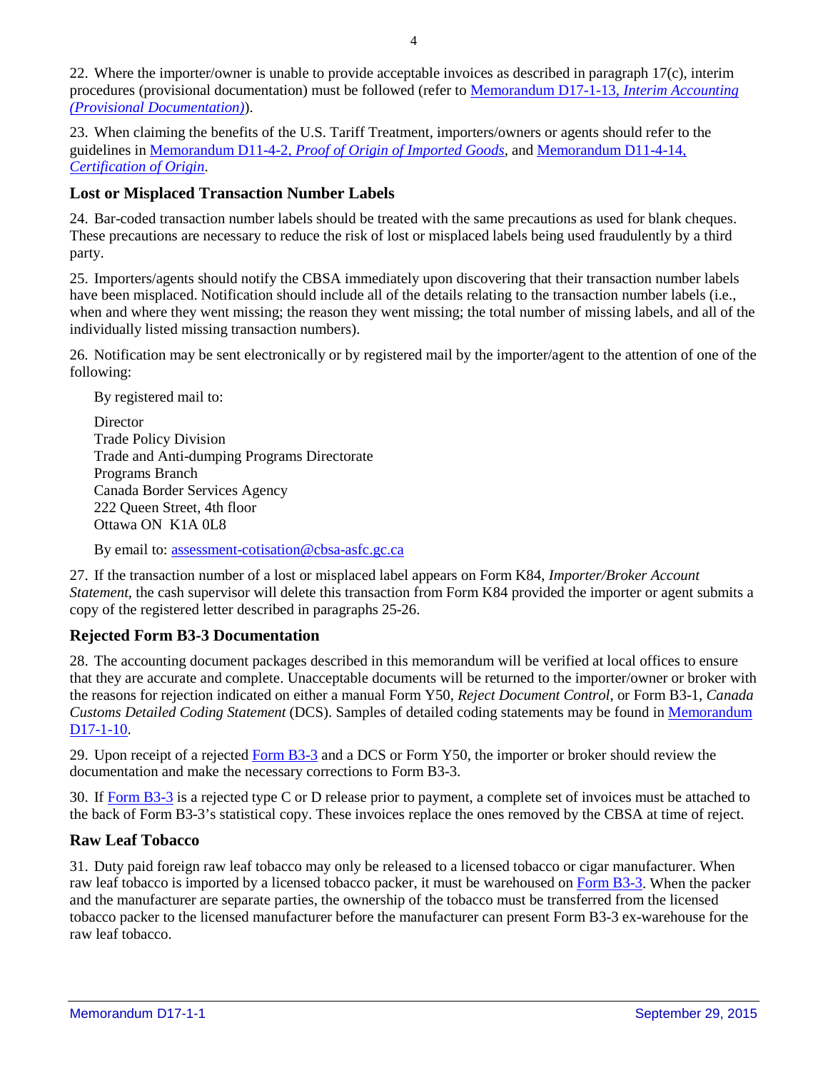22. Where the importer/owner is unable to provide acceptable invoices as described in paragraph 17(c), interim procedures (provisional documentation) must be followed (refer to [Memorandum D17-1-13, *Interim Accounting (Provisional Documentation)*]).

23. When claiming the benefits of the U.S. Tariff Treatment, importers/owners or agents should refer to the guidelines in [Memorandum D11-4-2, *Proof of Origin of Imported Goods*], and [Memorandum D11-4-14, *Certification of Origin*].

## Lost or Misplaced Transaction Number Labels

24. Bar-coded transaction number labels should be treated with the same precautions as used for blank cheques. These precautions are necessary to reduce the risk of lost or misplaced labels being used fraudulently by a third party.

25. Importers/agents should notify the CBSA immediately upon discovering that their transaction number labels have been misplaced. Notification should include all of the details relating to the transaction number labels (i.e., when and where they went missing; the reason they went missing; the total number of missing labels, and all of the individually listed missing transaction numbers).

26. Notification may be sent electronically or by registered mail by the importer/agent to the attention of one of the following:

By registered mail to:

Director
Trade Policy Division
Trade and Anti-dumping Programs Directorate
Programs Branch
Canada Border Services Agency
222 Queen Street, 4th floor
Ottawa ON K1A 0L8

By email to: assessment-cotisation@cbsa-asfc.gc.ca

27. If the transaction number of a lost or misplaced label appears on Form K84, *Importer/Broker Account Statement*, the cash supervisor will delete this transaction from Form K84 provided the importer or agent submits a copy of the registered letter described in paragraphs 25-26.

## Rejected Form B3-3 Documentation

28. The accounting document packages described in this memorandum will be verified at local offices to ensure that they are accurate and complete. Unacceptable documents will be returned to the importer/owner or broker with the reasons for rejection indicated on either a manual Form Y50, *Reject Document Control*, or Form B3-1, *Canada Customs Detailed Coding Statement* (DCS). Samples of detailed coding statements may be found in [Memorandum D17-1-10].

29. Upon receipt of a rejected [Form B3-3] and a DCS or Form Y50, the importer or broker should review the documentation and make the necessary corrections to Form B3-3.

30. If [Form B3-3] is a rejected type C or D release prior to payment, a complete set of invoices must be attached to the back of Form B3-3's statistical copy. These invoices replace the ones removed by the CBSA at time of reject.

## Raw Leaf Tobacco

31. Duty paid foreign raw leaf tobacco may only be released to a licensed tobacco or cigar manufacturer. When raw leaf tobacco is imported by a licensed tobacco packer, it must be warehoused on [Form B3-3]. When the packer and the manufacturer are separate parties, the ownership of the tobacco must be transferred from the licensed tobacco packer to the licensed manufacturer before the manufacturer can present Form B3-3 ex-warehouse for the raw leaf tobacco.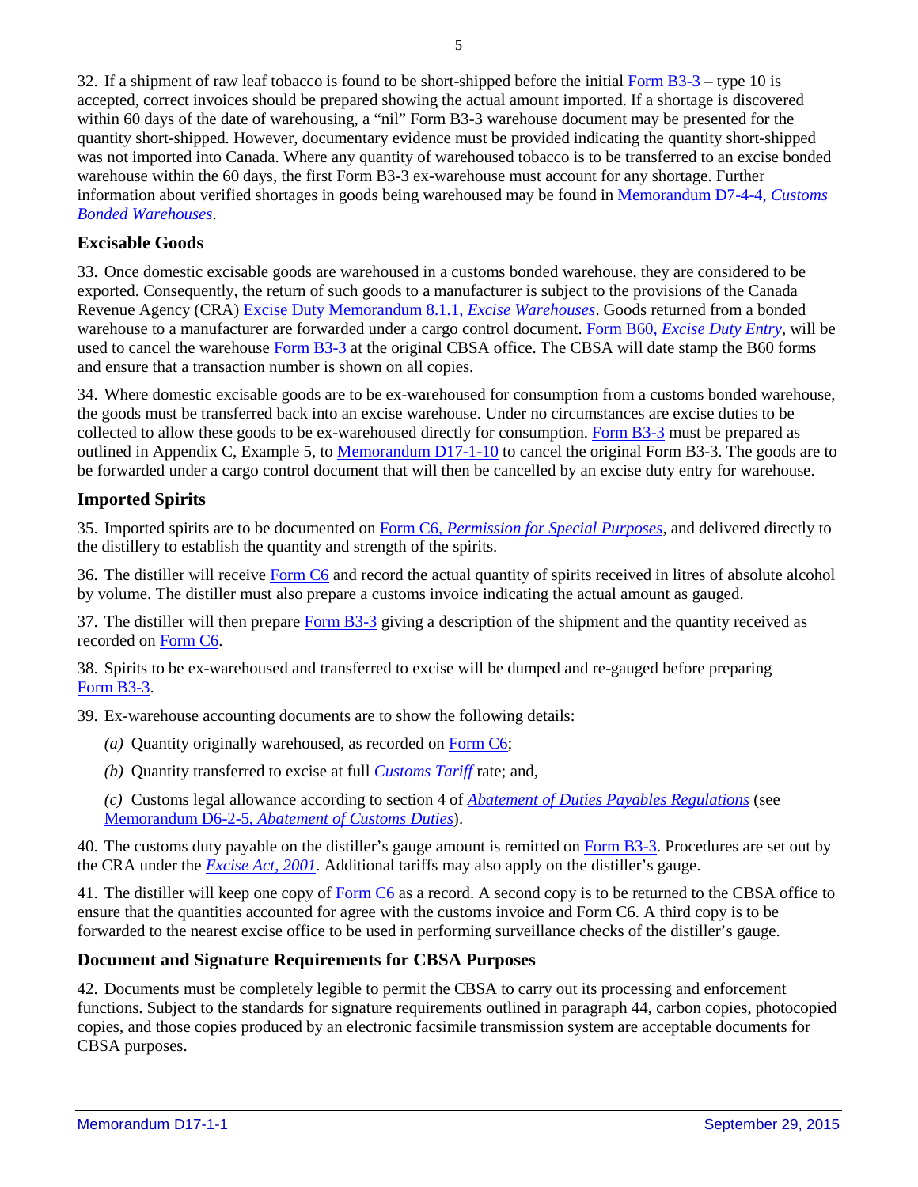32. If a shipment of raw leaf tobacco is found to be short-shipped before the initial Form B3-3 – type 10 is accepted, correct invoices should be prepared showing the actual amount imported. If a shortage is discovered within 60 days of the date of warehousing, a "nil" Form B3-3 warehouse document may be presented for the quantity short-shipped. However, documentary evidence must be provided indicating the quantity short-shipped was not imported into Canada. Where any quantity of warehoused tobacco is to be transferred to an excise bonded warehouse within the 60 days, the first Form B3-3 ex-warehouse must account for any shortage. Further information about verified shortages in goods being warehoused may be found in Memorandum D7-4-4, *Customs Bonded Warehouses*.

## Excisable Goods

33. Once domestic excisable goods are warehoused in a customs bonded warehouse, they are considered to be exported. Consequently, the return of such goods to a manufacturer is subject to the provisions of the Canada Revenue Agency (CRA) Excise Duty Memorandum 8.1.1, *Excise Warehouses*. Goods returned from a bonded warehouse to a manufacturer are forwarded under a cargo control document. Form B60, *Excise Duty Entry*, will be used to cancel the warehouse Form B3-3 at the original CBSA office. The CBSA will date stamp the B60 forms and ensure that a transaction number is shown on all copies.

34. Where domestic excisable goods are to be ex-warehoused for consumption from a customs bonded warehouse, the goods must be transferred back into an excise warehouse. Under no circumstances are excise duties to be collected to allow these goods to be ex-warehoused directly for consumption. Form B3-3 must be prepared as outlined in Appendix C, Example 5, to Memorandum D17-1-10 to cancel the original Form B3-3. The goods are to be forwarded under a cargo control document that will then be cancelled by an excise duty entry for warehouse.

## Imported Spirits

35. Imported spirits are to be documented on Form C6, *Permission for Special Purposes*, and delivered directly to the distillery to establish the quantity and strength of the spirits.

36. The distiller will receive Form C6 and record the actual quantity of spirits received in litres of absolute alcohol by volume. The distiller must also prepare a customs invoice indicating the actual amount as gauged.

37. The distiller will then prepare Form B3-3 giving a description of the shipment and the quantity received as recorded on Form C6.

38. Spirits to be ex-warehoused and transferred to excise will be dumped and re-gauged before preparing Form B3-3.

39. Ex-warehouse accounting documents are to show the following details:

*(a)* Quantity originally warehoused, as recorded on Form C6;

*(b)* Quantity transferred to excise at full *Customs Tariff* rate; and,

*(c)* Customs legal allowance according to section 4 of *Abatement of Duties Payables Regulations* (see Memorandum D6-2-5, *Abatement of Customs Duties*).

40. The customs duty payable on the distiller's gauge amount is remitted on Form B3-3. Procedures are set out by the CRA under the *Excise Act, 2001*. Additional tariffs may also apply on the distiller's gauge.

41. The distiller will keep one copy of Form C6 as a record. A second copy is to be returned to the CBSA office to ensure that the quantities accounted for agree with the customs invoice and Form C6. A third copy is to be forwarded to the nearest excise office to be used in performing surveillance checks of the distiller's gauge.

## Document and Signature Requirements for CBSA Purposes

42. Documents must be completely legible to permit the CBSA to carry out its processing and enforcement functions. Subject to the standards for signature requirements outlined in paragraph 44, carbon copies, photocopied copies, and those copies produced by an electronic facsimile transmission system are acceptable documents for CBSA purposes.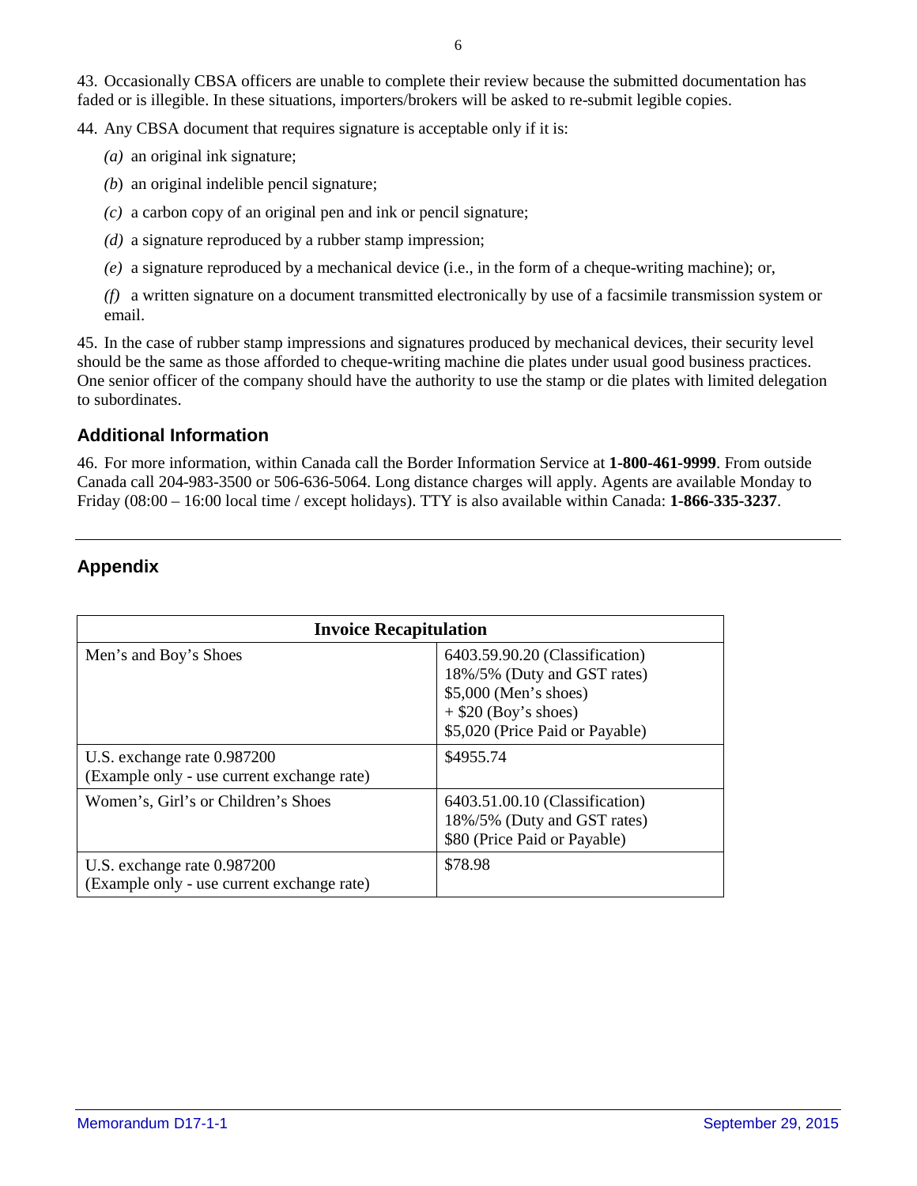43. Occasionally CBSA officers are unable to complete their review because the submitted documentation has faded or is illegible. In these situations, importers/brokers will be asked to re-submit legible copies.

44. Any CBSA document that requires signature is acceptable only if it is:

*(a)* an original ink signature;

*(b)* an original indelible pencil signature;

*(c)* a carbon copy of an original pen and ink or pencil signature;

*(d)* a signature reproduced by a rubber stamp impression;

*(e)* a signature reproduced by a mechanical device (i.e., in the form of a cheque-writing machine); or,

*(f)* a written signature on a document transmitted electronically by use of a facsimile transmission system or email.

45. In the case of rubber stamp impressions and signatures produced by mechanical devices, their security level should be the same as those afforded to cheque-writing machine die plates under usual good business practices. One senior officer of the company should have the authority to use the stamp or die plates with limited delegation to subordinates.

## Additional Information

46. For more information, within Canada call the Border Information Service at **1-800-461-9999**. From outside Canada call 204-983-3500 or 506-636-5064. Long distance charges will apply. Agents are available Monday to Friday (08:00 – 16:00 local time / except holidays). TTY is also available within Canada: **1-866-335-3237**.

---

## Appendix

| Invoice Recapitulation | |
|---|---|
| Men's and Boy's Shoes | 6403.59.90.20 (Classification)<br>18%/5% (Duty and GST rates)<br>$5,000 (Men's shoes)<br>+ $20 (Boy's shoes)<br>$5,020 (Price Paid or Payable) |
| U.S. exchange rate 0.987200<br>(Example only - use current exchange rate) | $4955.74 |
| Women's, Girl's or Children's Shoes | 6403.51.00.10 (Classification)<br>18%/5% (Duty and GST rates)<br>$80 (Price Paid or Payable) |
| U.S. exchange rate 0.987200<br>(Example only - use current exchange rate) | $78.98 |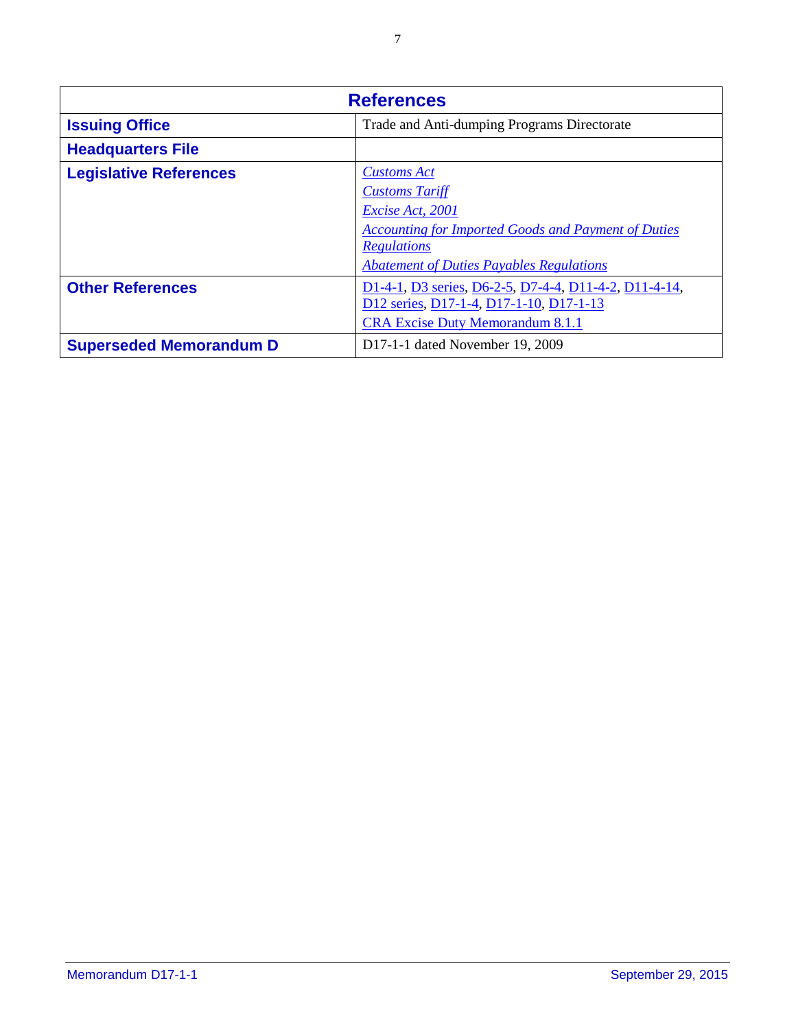| References | |
|---|---|
| **Issuing Office** | Trade and Anti-dumping Programs Directorate |
| **Headquarters File** | |
| **Legislative References** | *Customs Act*<br>*Customs Tariff*<br>*Excise Act, 2001*<br>*Accounting for Imported Goods and Payment of Duties Regulations*<br>*Abatement of Duties Payables Regulations* |
| **Other References** | D1-4-1, D3 series, D6-2-5, D7-4-4, D11-4-2, D11-4-14, D12 series, D17-1-4, D17-1-10, D17-1-13<br>CRA Excise Duty Memorandum 8.1.1 |
| **Superseded Memorandum D** | D17-1-1 dated November 19, 2009 |